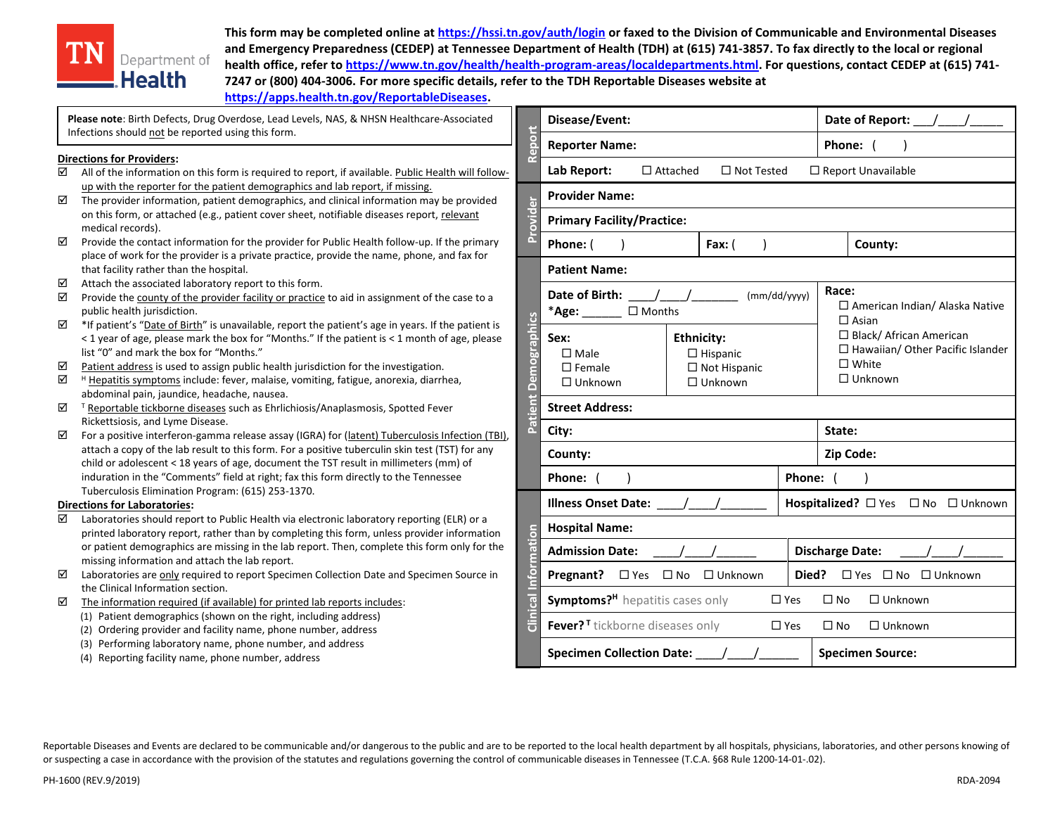**This form may be completed online at https://hssi.tn.gov/auth/login or faxed to the Division of Communicable and Environmental Diseases and Emergency Preparedness (CEDEP) at Tennessee Department of Health (TDH) at (615) 741-3857. To fax directly to the local or regional health office, refer to https://www.tn.gov/health/health-program-areas/localdepartments.html. For questions, contact CEDEP at (615) 741-7247 or (800) 404-3006. For more specific details, refer to the TDH Reportable Diseases website at https://apps.health.tn.gov/ReportableDiseases.**

TN Department of Health

**Please note**: Birth Defects, Drug Overdose, Lead Levels, NAS, & NHSN Healthcare-Associated Infections should not be reported using this form.

**Directions for Providers:**

- ☑ All of the information on this form is required to report, if available. Public Health will follow-up with the reporter for the patient demographics and lab report, if missing.
- ☑ The provider information, patient demographics, and clinical information may be provided on this form, or attached (e.g., patient cover sheet, notifiable diseases report, relevant medical records).
- ☑ Provide the contact information for the provider for Public Health follow-up. If the primary place of work for the provider is a private practice, provide the name, phone, and fax for that facility rather than the hospital.
- ☑ Attach the associated laboratory report to this form.
- ☑ Provide the county of the provider facility or practice to aid in assignment of the case to a public health jurisdiction.
- ☑ *If patient's "Date of Birth" is unavailable, report the patient's age in years. If the patient is < 1 year of age, please mark the box for "Months." If the patient is < 1 month of age, please list "0" and mark the box for "Months."
- ☑ Patient address is used to assign public health jurisdiction for the investigation.
- ☑ [H] Hepatitis symptoms include: fever, malaise, vomiting, fatigue, anorexia, diarrhea, abdominal pain, jaundice, headache, nausea.
- ☑ [T] Reportable tickborne diseases such as Ehrlichiosis/Anaplasmosis, Spotted Fever Rickettsiosis, and Lyme Disease.
- ☑ For a positive interferon-gamma release assay (IGRA) for (latent) Tuberculosis Infection (TBI), attach a copy of the lab result to this form. For a positive tuberculin skin test (TST) for any child or adolescent < 18 years of age, document the TST result in millimeters (mm) of induration in the "Comments" field at right; fax this form directly to the Tennessee Tuberculosis Elimination Program: (615) 253-1370.

**Directions for Laboratories:**

- ☑ Laboratories should report to Public Health via electronic laboratory reporting (ELR) or a printed laboratory report, rather than by completing this form, unless provider information or patient demographics are missing in the lab report. Then, complete this form only for the missing information and attach the lab report.
- ☑ Laboratories are only required to report Specimen Collection Date and Specimen Source in the Clinical Information section.
- ☑ The information required (if available) for printed lab reports includes:
  1. Patient demographics (shown on the right, including address)
  2. Ordering provider and facility name, phone number, address
  3. Performing laboratory name, phone number, and address
  4. Reporting facility name, phone number, address

**Report**

| | |
|---|---|
| **Disease/Event:** | **Date of Report:** ___/___/_____ |
| **Reporter Name:** | **Phone:** (     ) |
| **Lab Report:** ☐ Attached ☐ Not Tested ☐ Report Unavailable | |

**Provider**

| | | |
|---|---|---|
| **Provider Name:** | | |
| **Primary Facility/Practice:** | | |
| **Phone:** (     ) | **Fax:** (     ) | **County:** |

**Patient Demographics**

| | | |
|---|---|---|
| **Patient Name:** | | |
| **Date of Birth:** ___/___/_______ (mm/dd/yyyy) <br> ***Age:** ______ ☐ Months | | **Race:** <br> ☐ American Indian/ Alaska Native <br> ☐ Asian <br> ☐ Black/ African American <br> ☐ Hawaiian/ Other Pacific Islander <br> ☐ White <br> ☐ Unknown |
| **Sex:** <br> ☐ Male <br> ☐ Female <br> ☐ Unknown | **Ethnicity:** <br> ☐ Hispanic <br> ☐ Not Hispanic <br> ☐ Unknown | |
| **Street Address:** | | |
| **City:** | | **State:** |
| **County:** | | **Zip Code:** |
| **Phone:** (     ) | | **Phone:** (     ) |

**Clinical Information**

| | |
|---|---|
| **Illness Onset Date:** ___/___/_______ | **Hospitalized?** ☐ Yes ☐ No ☐ Unknown |
| **Hospital Name:** | |
| **Admission Date:** ___/___/______ | **Discharge Date:** ___/___/______ |
| **Pregnant?** ☐ Yes ☐ No ☐ Unknown | **Died?** ☐ Yes ☐ No ☐ Unknown |
| **Symptoms?**[H] hepatitis cases only ☐ Yes ☐ No ☐ Unknown | |
| **Fever?**[T] tickborne diseases only ☐ Yes ☐ No ☐ Unknown | |
| **Specimen Collection Date:** ___/___/______ | **Specimen Source:** |

Reportable Diseases and Events are declared to be communicable and/or dangerous to the public and are to be reported to the local health department by all hospitals, physicians, laboratories, and other persons knowing of or suspecting a case in accordance with the provision of the statutes and regulations governing the control of communicable diseases in Tennessee (T.C.A. §68 Rule 1200-14-01-.02).

PH-1600 (REV.9/2019) RDA-2094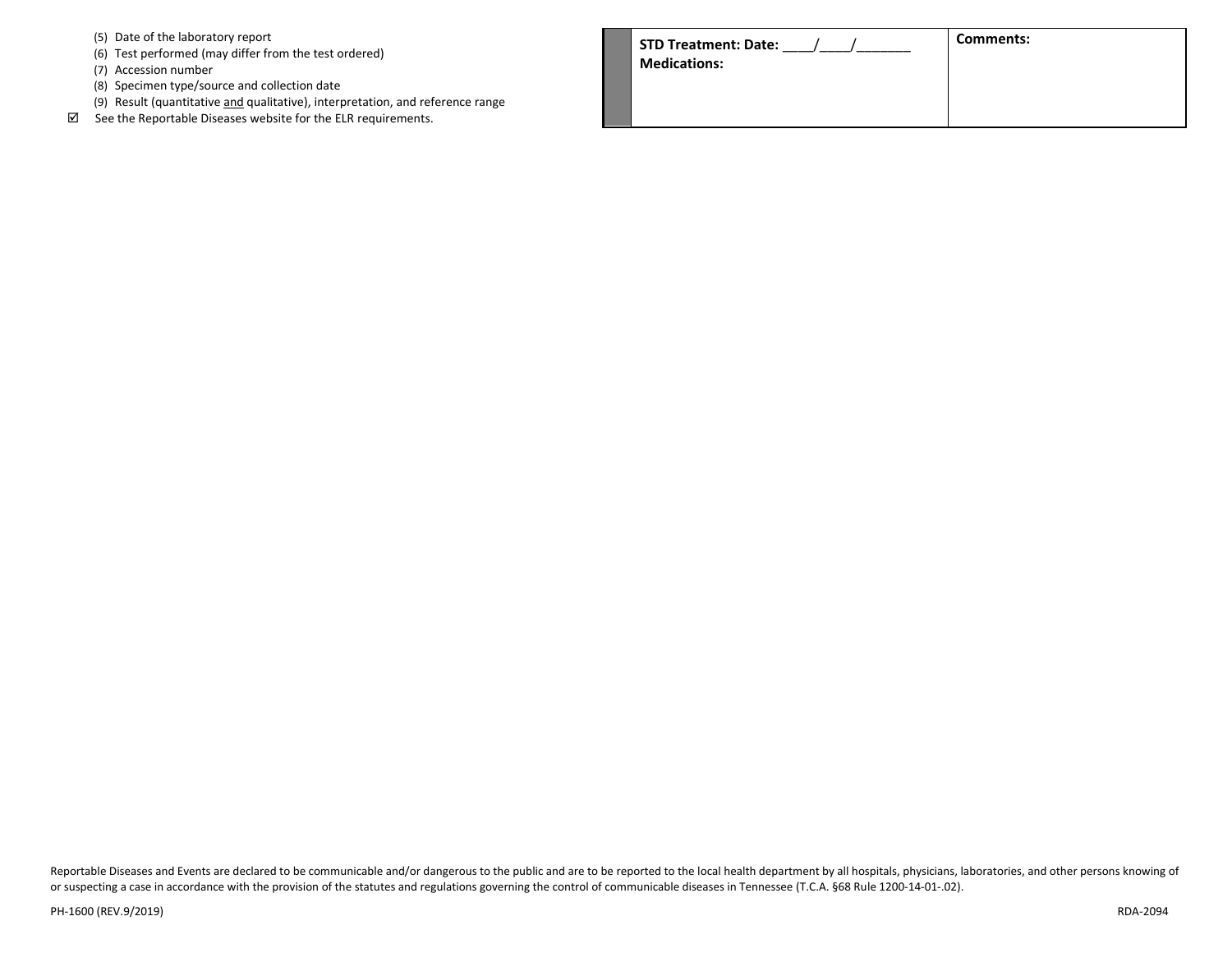(5) Date of the laboratory report
(6) Test performed (may differ from the test ordered)
(7) Accession number
(8) Specimen type/source and collection date
(9) Result (quantitative and qualitative), interpretation, and reference range

☑ See the Reportable Diseases website for the ELR requirements.

| | | |
|---|---|---|
| | **STD Treatment: Date: \_\_\_\_/\_\_\_\_/\_\_\_\_\_\_\_**<br>**Medications:** | **Comments:** |

Reportable Diseases and Events are declared to be communicable and/or dangerous to the public and are to be reported to the local health department by all hospitals, physicians, laboratories, and other persons knowing of or suspecting a case in accordance with the provision of the statutes and regulations governing the control of communicable diseases in Tennessee (T.C.A. §68 Rule 1200-14-01-.02).

PH-1600 (REV.9/2019) RDA-2094